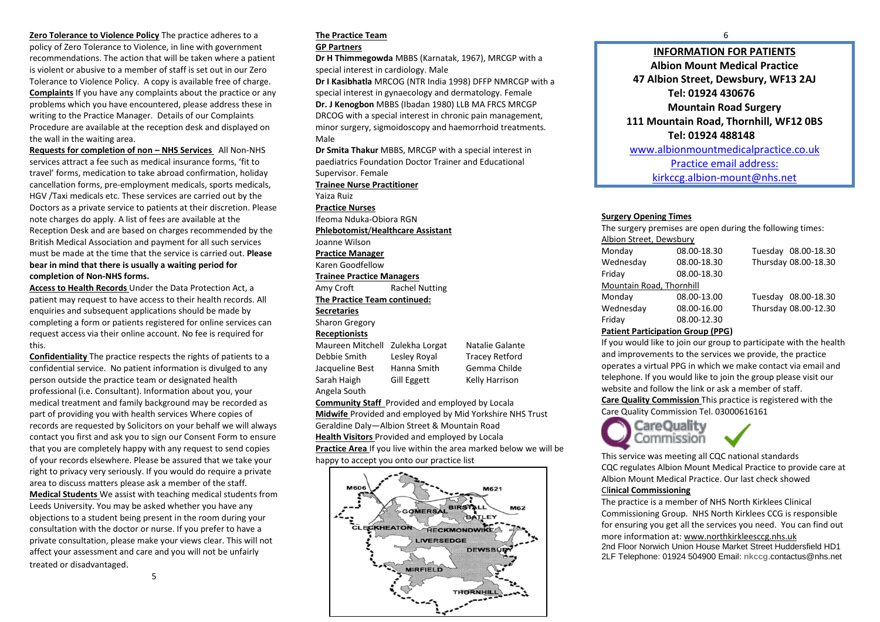**Zero Tolerance to Violence Policy** The practice adheres to a policy of Zero Tolerance to Violence, in line with government recommendations. The action that will be taken where a patient is violent or abusive to a member of staff is set out in our Zero Tolerance to Violence Policy. A copy is available free of charge.

**Complaints** If you have any complaints about the practice or any problems which you have encountered, please address these in writing to the Practice Manager. Details of our Complaints Procedure are available at the reception desk and displayed on the wall in the waiting area.

**Requests for completion of non – NHS Services** All Non-NHS services attract a fee such as medical insurance forms, 'fit to travel' forms, medication to take abroad confirmation, holiday cancellation forms, pre-employment medicals, sports medicals, HGV /Taxi medicals etc. These services are carried out by the Doctors as a private service to patients at their discretion. Please note charges do apply. A list of fees are available at the Reception Desk and are based on charges recommended by the British Medical Association and payment for all such services must be made at the time that the service is carried out. **Please bear in mind that there is usually a waiting period for completion of Non-NHS forms.**

**Access to Health Records** Under the Data Protection Act, a patient may request to have access to their health records. All enquiries and subsequent applications should be made by completing a form or patients registered for online services can request access via their online account. No fee is required for this.

**Confidentiality** The practice respects the rights of patients to a confidential service. No patient information is divulged to any person outside the practice team or designated health professional (i.e. Consultant). Information about you, your medical treatment and family background may be recorded as part of providing you with health services Where copies of records are requested by Solicitors on your behalf we will always contact you first and ask you to sign our Consent Form to ensure that you are completely happy with any request to send copies of your records elsewhere. Please be assured that we take your right to privacy very seriously. If you would do require a private area to discuss matters please ask a member of the staff.

**Medical Students** We assist with teaching medical students from Leeds University. You may be asked whether you have any objections to a student being present in the room during your consultation with the doctor or nurse. If you prefer to have a private consultation, please make your views clear. This will not affect your assessment and care and you will not be unfairly treated or disadvantaged.

**The Practice Team**

**GP Partners**

**Dr H Thimmegowda** MBBS (Karnatak, 1967), MRCGP with a special interest in cardiology. Male

**Dr I Kasibhatla** MRCOG (NTR India 1998) DFFP NMRCGP with a special interest in gynaecology and dermatology. Female

**Dr. J Kenogbon** MBBS (Ibadan 1980) LLB MA FRCS MRCGP DRCOG with a special interest in chronic pain management, minor surgery, sigmoidoscopy and haemorrhoid treatments. Male

**Dr Smita Thakur** MBBS, MRCGP with a special interest in paediatrics Foundation Doctor Trainer and Educational Supervisor. Female

**Trainee Nurse Practitioner**

Yaiza Ruiz

**Practice Nurses**

Ifeoma Nduka-Obiora RGN

**Phlebotomist/Healthcare Assistant**

Joanne Wilson

**Practice Manager**

Karen Goodfellow

**Trainee Practice Managers**

Amy Croft    Rachel Nutting

**The Practice Team continued:**

**Secretaries**

Sharon Gregory

**Receptionists**

| | | |
|---|---|---|
| Maureen Mitchell | Zulekha Lorgat | Natalie Galante |
| Debbie Smith | Lesley Royal | Tracey Retford |
| Jacqueline Best | Hanna Smith | Gemma Childe |
| Sarah Haigh | Gill Eggett | Kelly Harrison |
| Angela South | | |

**Community Staff** Provided and employed by Locala

**Midwife** Provided and employed by Mid Yorkshire NHS Trust

Geraldine Daly—Albion Street & Mountain Road

**Health Visitors** Provided and employed by Locala

**Practice Area** If you live within the area marked below we will be happy to accept you onto our practice list

## INFORMATION FOR PATIENTS

**Albion Mount Medical Practice**
**47 Albion Street, Dewsbury, WF13 2AJ**
**Tel: 01924 430676**

**Mountain Road Surgery**
**111 Mountain Road, Thornhill, WF12 0BS**
**Tel: 01924 488148**

www.albionmountmedicalpractice.co.uk

Practice email address:
kirkccg.albion-mount@nhs.net

**Surgery Opening Times**

The surgery premises are open during the following times:

Albion Street, Dewsbury

| | | | |
|---|---|---|---|
| Monday | 08.00-18.30 | Tuesday | 08.00-18.30 |
| Wednesday | 08.00-18.30 | Thursday | 08.00-18.30 |
| Friday | 08.00-18.30 | | |

Mountain Road, Thornhill

| | | | |
|---|---|---|---|
| Monday | 08.00-13.00 | Tuesday | 08.00-18.30 |
| Wednesday | 08.00-16.00 | Thursday | 08.00-12.30 |
| Friday | 08.00-12.30 | | |

**Patient Participation Group (PPG)**

If you would like to join our group to participate with the health and improvements to the services we provide, the practice operates a virtual PPG in which we make contact via email and telephone. If you would like to join the group please visit our website and follow the link or ask a member of staff.

**Care Quality Commission** This practice is registered with the Care Quality Commission Tel. 03000616161

This service was meeting all CQC national standards

CQC regulates Albion Mount Medical Practice to provide care at Albion Mount Medical Practice. Our last check showed

**Clinical Commissioning**

The practice is a member of NHS North Kirklees Clinical Commissioning Group. NHS North Kirklees CCG is responsible for ensuring you get all the services you need. You can find out more information at: www.northkirkleesccg.nhs.uk

2nd Floor Norwich Union House Market Street Huddersfield HD1 2LF Telephone: 01924 504900 Email: nkccg.contactus@nhs.net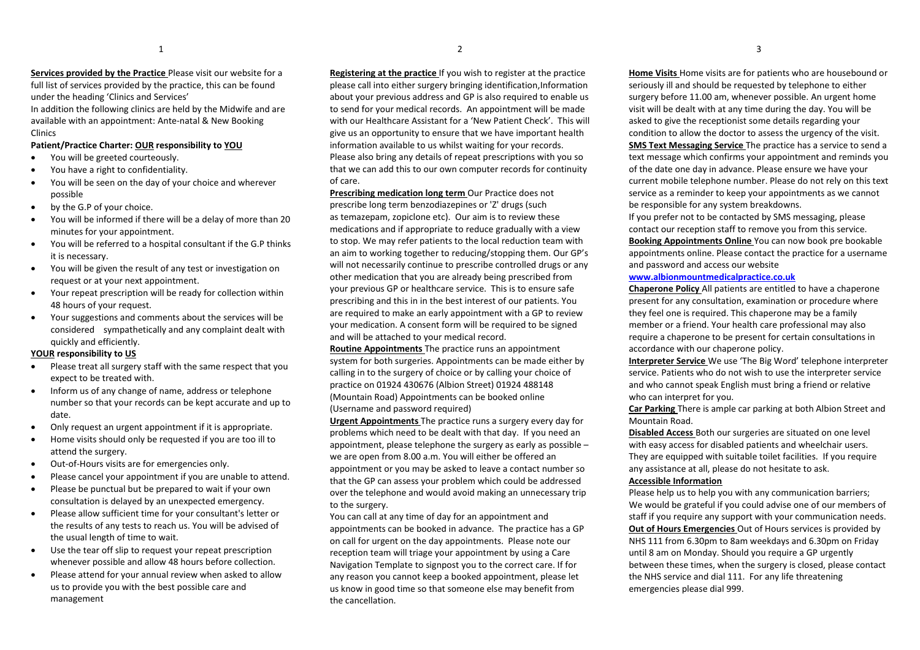**Services provided by the Practice** Please visit our website for a full list of services provided by the practice, this can be found under the heading 'Clinics and Services'

In addition the following clinics are held by the Midwife and are available with an appointment: Ante-natal & New Booking Clinics

**Patient/Practice Charter: OUR responsibility to YOU**

- You will be greeted courteously.
- You have a right to confidentiality.
- You will be seen on the day of your choice and wherever possible
- by the G.P of your choice.
- You will be informed if there will be a delay of more than 20 minutes for your appointment.
- You will be referred to a hospital consultant if the G.P thinks it is necessary.
- You will be given the result of any test or investigation on request or at your next appointment.
- Your repeat prescription will be ready for collection within 48 hours of your request.
- Your suggestions and comments about the services will be considered sympathetically and any complaint dealt with quickly and efficiently.

**YOUR responsibility to US**

- Please treat all surgery staff with the same respect that you expect to be treated with.
- Inform us of any change of name, address or telephone number so that your records can be kept accurate and up to date.
- Only request an urgent appointment if it is appropriate.
- Home visits should only be requested if you are too ill to attend the surgery.
- Out-of-Hours visits are for emergencies only.
- Please cancel your appointment if you are unable to attend.
- Please be punctual but be prepared to wait if your own consultation is delayed by an unexpected emergency.
- Please allow sufficient time for your consultant's letter or the results of any tests to reach us. You will be advised of the usual length of time to wait.
- Use the tear off slip to request your repeat prescription whenever possible and allow 48 hours before collection.
- Please attend for your annual review when asked to allow us to provide you with the best possible care and management

**Registering at the practice** If you wish to register at the practice please call into either surgery bringing identification,Information about your previous address and GP is also required to enable us to send for your medical records. An appointment will be made with our Healthcare Assistant for a 'New Patient Check'. This will give us an opportunity to ensure that we have important health information available to us whilst waiting for your records. Please also bring any details of repeat prescriptions with you so that we can add this to our own computer records for continuity of care.

**Prescribing medication long term** Our Practice does not prescribe long term benzodiazepines or 'Z' drugs (such as temazepam, zopiclone etc). Our aim is to review these medications and if appropriate to reduce gradually with a view to stop. We may refer patients to the local reduction team with an aim to working together to reducing/stopping them. Our GP's will not necessarily continue to prescribe controlled drugs or any other medication that you are already being prescribed from your previous GP or healthcare service. This is to ensure safe prescribing and this in in the best interest of our patients. You are required to make an early appointment with a GP to review your medication. A consent form will be required to be signed and will be attached to your medical record.

**Routine Appointments** The practice runs an appointment system for both surgeries. Appointments can be made either by calling in to the surgery of choice or by calling your choice of practice on 01924 430676 (Albion Street) 01924 488148 (Mountain Road) Appointments can be booked online (Username and password required)

**Urgent Appointments** The practice runs a surgery every day for problems which need to be dealt with that day. If you need an appointment, please telephone the surgery as early as possible – we are open from 8.00 a.m. You will either be offered an appointment or you may be asked to leave a contact number so that the GP can assess your problem which could be addressed over the telephone and would avoid making an unnecessary trip to the surgery.

You can call at any time of day for an appointment and appointments can be booked in advance. The practice has a GP on call for urgent on the day appointments. Please note our reception team will triage your appointment by using a Care Navigation Template to signpost you to the correct care. If for any reason you cannot keep a booked appointment, please let us know in good time so that someone else may benefit from the cancellation.

**Home Visits** Home visits are for patients who are housebound or seriously ill and should be requested by telephone to either surgery before 11.00 am, whenever possible. An urgent home visit will be dealt with at any time during the day. You will be asked to give the receptionist some details regarding your condition to allow the doctor to assess the urgency of the visit.

**SMS Text Messaging Service** The practice has a service to send a text message which confirms your appointment and reminds you of the date one day in advance. Please ensure we have your current mobile telephone number. Please do not rely on this text service as a reminder to keep your appointments as we cannot be responsible for any system breakdowns.

If you prefer not to be contacted by SMS messaging, please contact our reception staff to remove you from this service.

**Booking Appointments Online** You can now book pre bookable appointments online. Please contact the practice for a username and password and access our website

**www.albionmountmedicalpractice.co.uk**

**Chaperone Policy** All patients are entitled to have a chaperone present for any consultation, examination or procedure where they feel one is required. This chaperone may be a family member or a friend. Your health care professional may also require a chaperone to be present for certain consultations in accordance with our chaperone policy.

**Interpreter Service** We use 'The Big Word' telephone interpreter service. Patients who do not wish to use the interpreter service and who cannot speak English must bring a friend or relative who can interpret for you.

**Car Parking** There is ample car parking at both Albion Street and Mountain Road.

**Disabled Access** Both our surgeries are situated on one level with easy access for disabled patients and wheelchair users. They are equipped with suitable toilet facilities. If you require any assistance at all, please do not hesitate to ask.

**Accessible Information**

Please help us to help you with any communication barriers; We would be grateful if you could advise one of our members of staff if you require any support with your communication needs.

**Out of Hours Emergencies** Out of Hours services is provided by NHS 111 from 6.30pm to 8am weekdays and 6.30pm on Friday until 8 am on Monday. Should you require a GP urgently between these times, when the surgery is closed, please contact the NHS service and dial 111. For any life threatening emergencies please dial 999.